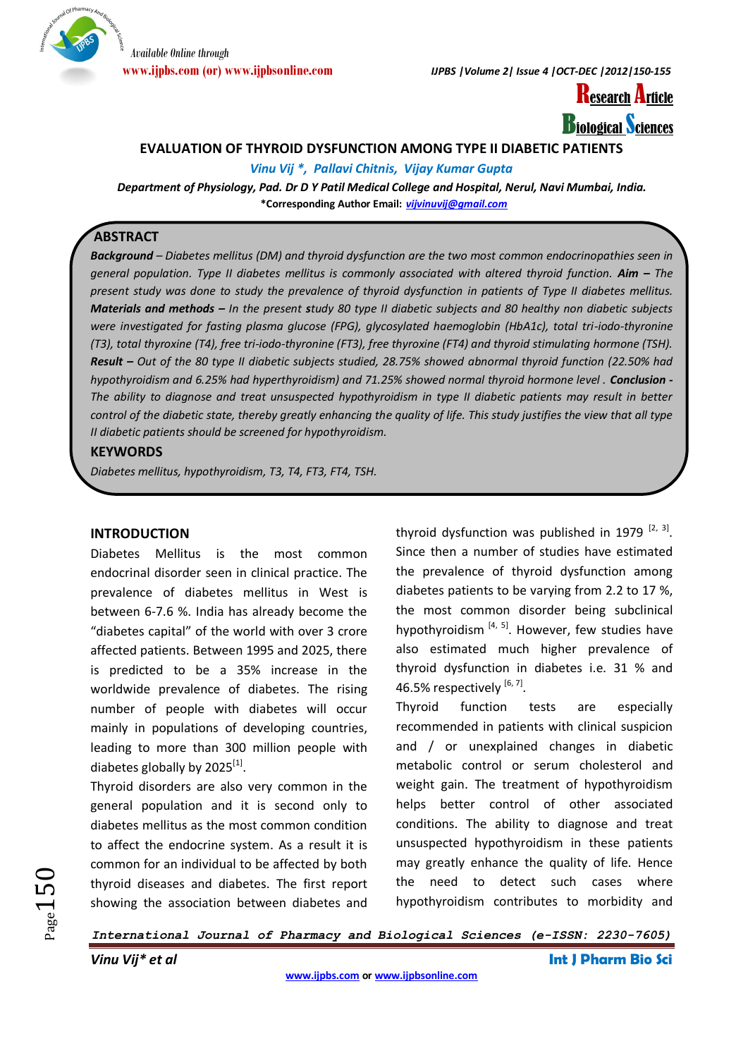Research Article

Biological Sciences

# EVALUATION OF THYROID DYSFUNCTION AMONG TYPE II DIABETIC PATIENTS

*Vinu Vij \*, Pallavi Chitnis, Vijay Kumar Gupta*

***Department of Physiology, Pad. Dr D Y Patil Medical College and Hospital, Nerul, Navi Mumbai, India.***

**\*Corresponding Author Email: *vijvinuvij@gmail.com***

## ABSTRACT

***Background*** *– Diabetes mellitus (DM) and thyroid dysfunction are the two most common endocrinopathies seen in general population. Type II diabetes mellitus is commonly associated with altered thyroid function.* ***Aim –*** *The present study was done to study the prevalence of thyroid dysfunction in patients of Type II diabetes mellitus.* ***Materials and methods –*** *In the present* ***s****tudy 80 type II diabetic subjects and 80 healthy non diabetic subjects were investigated for fasting plasma glucose (FPG), glycosylated haemoglobin (HbA1c), total tri-iodo-thyronine (T3), total thyroxine (T4), free tri-iodo-thyronine (FT3), free thyroxine (FT4) and thyroid stimulating hormone (TSH).* ***Result –*** *Out of the 80 type II diabetic subjects studied, 28.75% showed abnormal thyroid function (22.50% had hypothyroidism and 6.25% had hyperthyroidism) and 71.25% showed normal thyroid hormone level .* ***Conclusion -*** *The ability to diagnose and treat unsuspected hypothyroidism in type II diabetic patients may result in better control of the diabetic state, thereby greatly enhancing the quality of life. This study justifies the view that all type II diabetic patients should be screened for hypothyroidism.*

## KEYWORDS

*Diabetes mellitus, hypothyroidism, T3, T4, FT3, FT4, TSH.*

## INTRODUCTION

Diabetes Mellitus is the most common endocrinal disorder seen in clinical practice. The prevalence of diabetes mellitus in West is between 6-7.6 %. India has already become the "diabetes capital" of the world with over 3 crore affected patients. Between 1995 and 2025, there is predicted to be a 35% increase in the worldwide prevalence of diabetes. The rising number of people with diabetes will occur mainly in populations of developing countries, leading to more than 300 million people with diabetes globally by 2025[1].

Thyroid disorders are also very common in the general population and it is second only to diabetes mellitus as the most common condition to affect the endocrine system. As a result it is common for an individual to be affected by both thyroid diseases and diabetes. The first report showing the association between diabetes and thyroid dysfunction was published in 1979 [2, 3]. Since then a number of studies have estimated the prevalence of thyroid dysfunction among diabetes patients to be varying from 2.2 to 17 %, the most common disorder being subclinical hypothyroidism [4, 5]. However, few studies have also estimated much higher prevalence of thyroid dysfunction in diabetes i.e. 31 % and 46.5% respectively [6, 7].

Thyroid function tests are especially recommended in patients with clinical suspicion and / or unexplained changes in diabetic metabolic control or serum cholesterol and weight gain. The treatment of hypothyroidism helps better control of other associated conditions. The ability to diagnose and treat unsuspected hypothyroidism in these patients may greatly enhance the quality of life. Hence the need to detect such cases where hypothyroidism contributes to morbidity and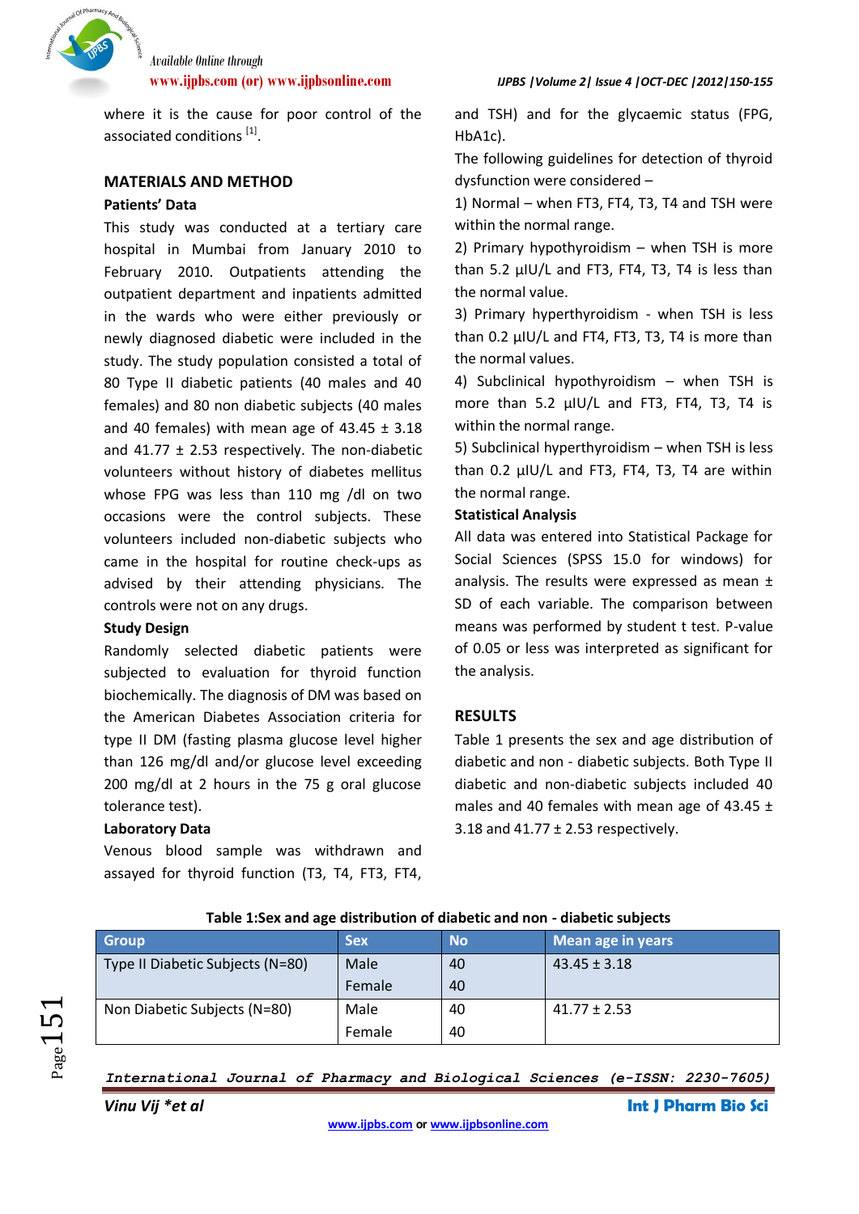where it is the cause for poor control of the associated conditions [1].

## MATERIALS AND METHOD

### Patients' Data

This study was conducted at a tertiary care hospital in Mumbai from January 2010 to February 2010. Outpatients attending the outpatient department and inpatients admitted in the wards who were either previously or newly diagnosed diabetic were included in the study. The study population consisted a total of 80 Type II diabetic patients (40 males and 40 females) and 80 non diabetic subjects (40 males and 40 females) with mean age of 43.45 ± 3.18 and 41.77 ± 2.53 respectively. The non-diabetic volunteers without history of diabetes mellitus whose FPG was less than 110 mg /dl on two occasions were the control subjects. These volunteers included non-diabetic subjects who came in the hospital for routine check-ups as advised by their attending physicians. The controls were not on any drugs.

### Study Design

Randomly selected diabetic patients were subjected to evaluation for thyroid function biochemically. The diagnosis of DM was based on the American Diabetes Association criteria for type II DM (fasting plasma glucose level higher than 126 mg/dl and/or glucose level exceeding 200 mg/dl at 2 hours in the 75 g oral glucose tolerance test).

### Laboratory Data

Venous blood sample was withdrawn and assayed for thyroid function (T3, T4, FT3, FT4, and TSH) and for the glycaemic status (FPG, HbA1c).

The following guidelines for detection of thyroid dysfunction were considered –

1) Normal – when FT3, FT4, T3, T4 and TSH were within the normal range.

2) Primary hypothyroidism – when TSH is more than 5.2 µIU/L and FT3, FT4, T3, T4 is less than the normal value.

3) Primary hyperthyroidism - when TSH is less than 0.2 µIU/L and FT4, FT3, T3, T4 is more than the normal values.

4) Subclinical hypothyroidism – when TSH is more than 5.2 µIU/L and FT3, FT4, T3, T4 is within the normal range.

5) Subclinical hyperthyroidism – when TSH is less than 0.2 µIU/L and FT3, FT4, T3, T4 are within the normal range.

### Statistical Analysis

All data was entered into Statistical Package for Social Sciences (SPSS 15.0 for windows) for analysis. The results were expressed as mean ± SD of each variable. The comparison between means was performed by student t test. P-value of 0.05 or less was interpreted as significant for the analysis.

## RESULTS

Table 1 presents the sex and age distribution of diabetic and non - diabetic subjects. Both Type II diabetic and non-diabetic subjects included 40 males and 40 females with mean age of 43.45 ± 3.18 and 41.77 ± 2.53 respectively.

**Table 1:Sex and age distribution of diabetic and non - diabetic subjects**

| Group | Sex | No | Mean age in years |
|---|---|---|---|
| Type II Diabetic Subjects (N=80) | Male | 40 | 43.45 ± 3.18 |
| | Female | 40 | |
| Non Diabetic Subjects (N=80) | Male | 40 | 41.77 ± 2.53 |
| | Female | 40 | |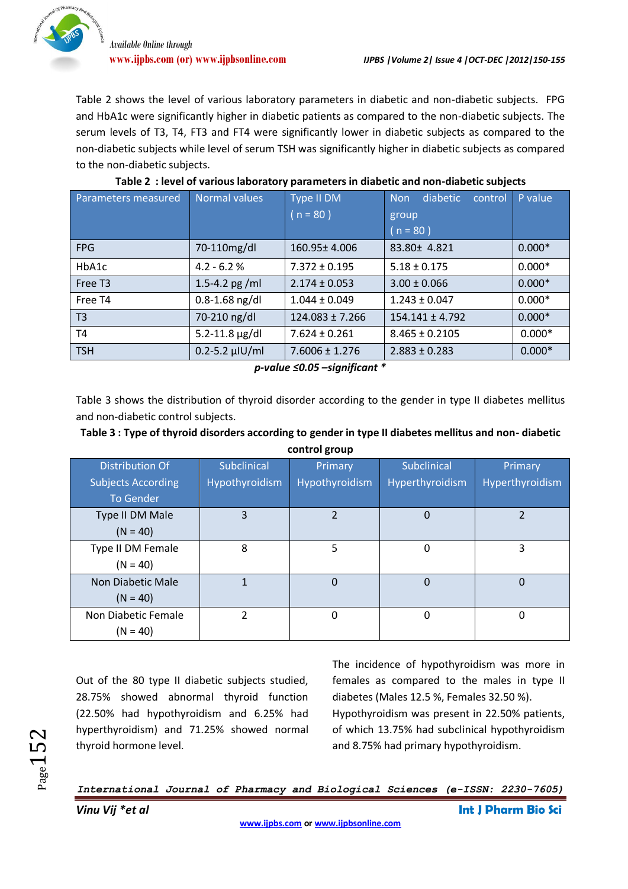Table 2 shows the level of various laboratory parameters in diabetic and non-diabetic subjects. FPG and HbA1c were significantly higher in diabetic patients as compared to the non-diabetic subjects. The serum levels of T3, T4, FT3 and FT4 were significantly lower in diabetic subjects as compared to the non-diabetic subjects while level of serum TSH was significantly higher in diabetic subjects as compared to the non-diabetic subjects.

**Table 2 : level of various laboratory parameters in diabetic and non-diabetic subjects**

| Parameters measured | Normal values | Type II DM ( n = 80 ) | Non diabetic control group ( n = 80 ) | P value |
|---|---|---|---|---|
| FPG | 70-110mg/dl | 160.95± 4.006 | 83.80± 4.821 | 0.000* |
| HbA1c | 4.2 - 6.2 % | 7.372 ± 0.195 | 5.18 ± 0.175 | 0.000* |
| Free T3 | 1.5-4.2 pg /ml | 2.174 ± 0.053 | 3.00 ± 0.066 | 0.000* |
| Free T4 | 0.8-1.68 ng/dl | 1.044 ± 0.049 | 1.243 ± 0.047 | 0.000* |
| T3 | 70-210 ng/dl | 124.083 ± 7.266 | 154.141 ± 4.792 | 0.000* |
| T4 | 5.2-11.8 µg/dl | 7.624 ± 0.261 | 8.465 ± 0.2105 | 0.000* |
| TSH | 0.2-5.2 µIU/ml | 7.6006 ± 1.276 | 2.883 ± 0.283 | 0.000* |

***p-value ≤0.05 –significant \****

Table 3 shows the distribution of thyroid disorder according to the gender in type II diabetes mellitus and non-diabetic control subjects.

**Table 3 : Type of thyroid disorders according to gender in type II diabetes mellitus and non- diabetic control group**

| Distribution Of Subjects According To Gender | Subclinical Hypothyroidism | Primary Hypothyroidism | Subclinical Hyperthyroidism | Primary Hyperthyroidism |
|---|---|---|---|---|
| Type II DM Male (N = 40) | 3 | 2 | 0 | 2 |
| Type II DM Female (N = 40) | 8 | 5 | 0 | 3 |
| Non Diabetic Male (N = 40) | 1 | 0 | 0 | 0 |
| Non Diabetic Female (N = 40) | 2 | 0 | 0 | 0 |

Out of the 80 type II diabetic subjects studied, 28.75% showed abnormal thyroid function (22.50% had hypothyroidism and 6.25% had hyperthyroidism) and 71.25% showed normal thyroid hormone level.

The incidence of hypothyroidism was more in females as compared to the males in type II diabetes (Males 12.5 %, Females 32.50 %). Hypothyroidism was present in 22.50% patients, of which 13.75% had subclinical hypothyroidism and 8.75% had primary hypothyroidism.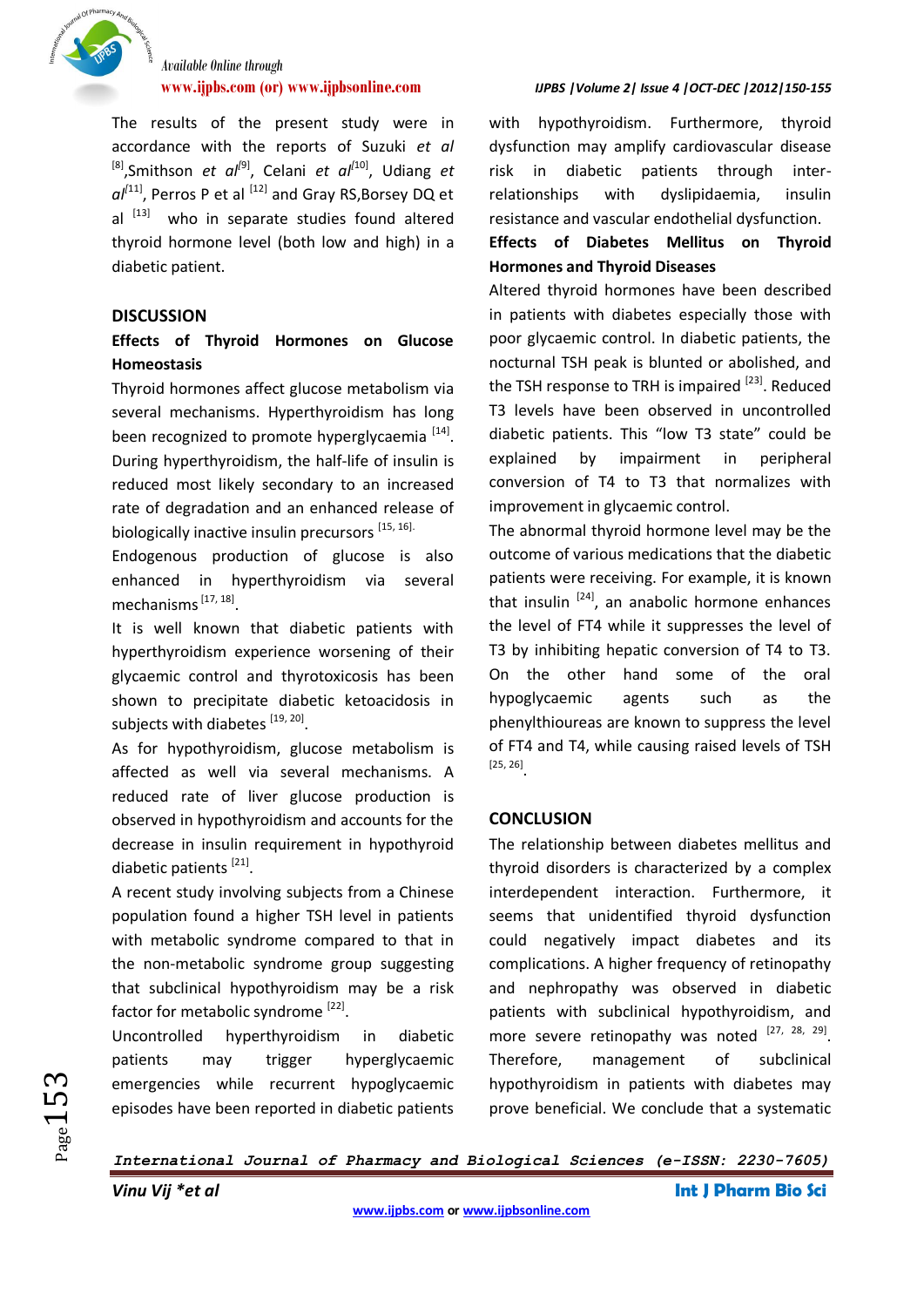The results of the present study were in accordance with the reports of Suzuki *et al* [8], Smithson *et al*[9], Celani *et al*[10], Udiang *et al*[11], Perros P et al [12] and Gray RS, Borsey DQ et al [13] who in separate studies found altered thyroid hormone level (both low and high) in a diabetic patient.

## DISCUSSION

### Effects of Thyroid Hormones on Glucose Homeostasis

Thyroid hormones affect glucose metabolism via several mechanisms. Hyperthyroidism has long been recognized to promote hyperglycaemia [14]. During hyperthyroidism, the half-life of insulin is reduced most likely secondary to an increased rate of degradation and an enhanced release of biologically inactive insulin precursors [15, 16].

Endogenous production of glucose is also enhanced in hyperthyroidism via several mechanisms [17, 18].

It is well known that diabetic patients with hyperthyroidism experience worsening of their glycaemic control and thyrotoxicosis has been shown to precipitate diabetic ketoacidosis in subjects with diabetes [19, 20].

As for hypothyroidism, glucose metabolism is affected as well via several mechanisms. A reduced rate of liver glucose production is observed in hypothyroidism and accounts for the decrease in insulin requirement in hypothyroid diabetic patients [21].

A recent study involving subjects from a Chinese population found a higher TSH level in patients with metabolic syndrome compared to that in the non-metabolic syndrome group suggesting that subclinical hypothyroidism may be a risk factor for metabolic syndrome [22].

Uncontrolled hyperthyroidism in diabetic patients may trigger hyperglycaemic emergencies while recurrent hypoglycaemic episodes have been reported in diabetic patients with hypothyroidism. Furthermore, thyroid dysfunction may amplify cardiovascular disease risk in diabetic patients through inter-relationships with dyslipidaemia, insulin resistance and vascular endothelial dysfunction.

### Effects of Diabetes Mellitus on Thyroid Hormones and Thyroid Diseases

Altered thyroid hormones have been described in patients with diabetes especially those with poor glycaemic control. In diabetic patients, the nocturnal TSH peak is blunted or abolished, and the TSH response to TRH is impaired [23]. Reduced T3 levels have been observed in uncontrolled diabetic patients. This "low T3 state" could be explained by impairment in peripheral conversion of T4 to T3 that normalizes with improvement in glycaemic control.

The abnormal thyroid hormone level may be the outcome of various medications that the diabetic patients were receiving. For example, it is known that insulin [24], an anabolic hormone enhances the level of FT4 while it suppresses the level of T3 by inhibiting hepatic conversion of T4 to T3. On the other hand some of the oral hypoglycaemic agents such as the phenylthioureas are known to suppress the level of FT4 and T4, while causing raised levels of TSH [25, 26].

## CONCLUSION

The relationship between diabetes mellitus and thyroid disorders is characterized by a complex interdependent interaction. Furthermore, it seems that unidentified thyroid dysfunction could negatively impact diabetes and its complications. A higher frequency of retinopathy and nephropathy was observed in diabetic patients with subclinical hypothyroidism, and more severe retinopathy was noted [27, 28, 29]. Therefore, management of subclinical hypothyroidism in patients with diabetes may prove beneficial. We conclude that a systematic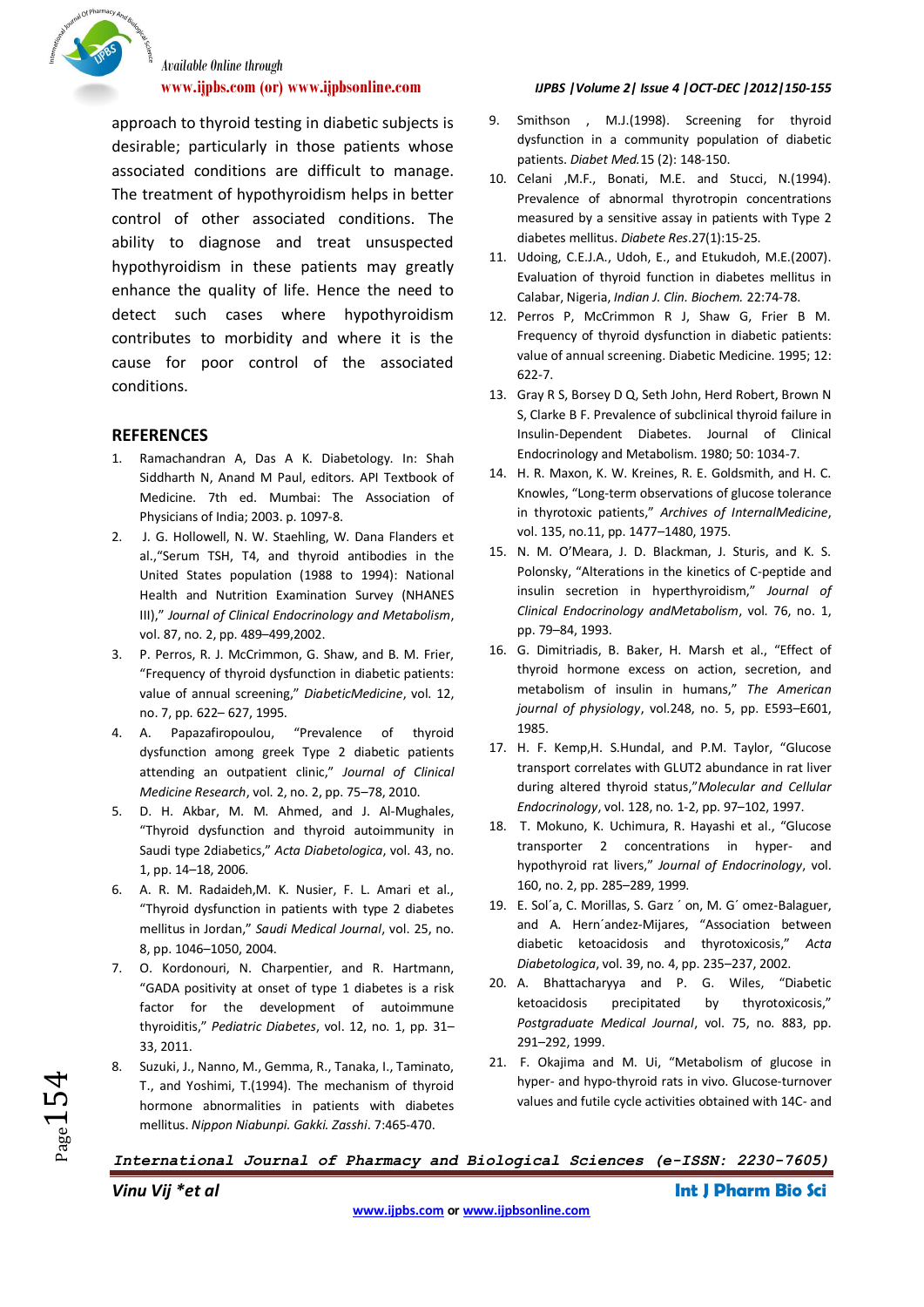approach to thyroid testing in diabetic subjects is desirable; particularly in those patients whose associated conditions are difficult to manage. The treatment of hypothyroidism helps in better control of other associated conditions. The ability to diagnose and treat unsuspected hypothyroidism in these patients may greatly enhance the quality of life. Hence the need to detect such cases where hypothyroidism contributes to morbidity and where it is the cause for poor control of the associated conditions.

## REFERENCES

1. Ramachandran A, Das A K. Diabetology. In: Shah Siddharth N, Anand M Paul, editors. API Textbook of Medicine. 7th ed. Mumbai: The Association of Physicians of India; 2003. p. 1097-8.
2. J. G. Hollowell, N. W. Staehling, W. Dana Flanders et al.,"Serum TSH, T4, and thyroid antibodies in the United States population (1988 to 1994): National Health and Nutrition Examination Survey (NHANES III)," *Journal of Clinical Endocrinology and Metabolism*, vol. 87, no. 2, pp. 489–499,2002.
3. P. Perros, R. J. McCrimmon, G. Shaw, and B. M. Frier, "Frequency of thyroid dysfunction in diabetic patients: value of annual screening," *DiabeticMedicine*, vol. 12, no. 7, pp. 622– 627, 1995.
4. A. Papazafiropoulou, "Prevalence of thyroid dysfunction among greek Type 2 diabetic patients attending an outpatient clinic," *Journal of Clinical Medicine Research*, vol. 2, no. 2, pp. 75–78, 2010.
5. D. H. Akbar, M. M. Ahmed, and J. Al-Mughales, "Thyroid dysfunction and thyroid autoimmunity in Saudi type 2diabetics," *Acta Diabetologica*, vol. 43, no. 1, pp. 14–18, 2006.
6. A. R. M. Radaideh,M. K. Nusier, F. L. Amari et al., "Thyroid dysfunction in patients with type 2 diabetes mellitus in Jordan," *Saudi Medical Journal*, vol. 25, no. 8, pp. 1046–1050, 2004.
7. O. Kordonouri, N. Charpentier, and R. Hartmann, "GADA positivity at onset of type 1 diabetes is a risk factor for the development of autoimmune thyroiditis," *Pediatric Diabetes*, vol. 12, no. 1, pp. 31–33, 2011.
8. Suzuki, J., Nanno, M., Gemma, R., Tanaka, I., Taminato, T., and Yoshimi, T.(1994). The mechanism of thyroid hormone abnormalities in patients with diabetes mellitus. *Nippon Niabunpi. Gakki. Zasshi*. 7:465-470.
9. Smithson , M.J.(1998). Screening for thyroid dysfunction in a community population of diabetic patients. *Diabet Med.*15 (2): 148-150.
10. Celani ,M.F., Bonati, M.E. and Stucci, N.(1994). Prevalence of abnormal thyrotropin concentrations measured by a sensitive assay in patients with Type 2 diabetes mellitus. *Diabete Res*.27(1):15-25.
11. Udoing, C.E.J.A., Udoh, E., and Etukudoh, M.E.(2007). Evaluation of thyroid function in diabetes mellitus in Calabar, Nigeria, *Indian J. Clin. Biochem.* 22:74-78.
12. Perros P, McCrimmon R J, Shaw G, Frier B M. Frequency of thyroid dysfunction in diabetic patients: value of annual screening. Diabetic Medicine. 1995; 12: 622-7.
13. Gray R S, Borsey D Q, Seth John, Herd Robert, Brown N S, Clarke B F. Prevalence of subclinical thyroid failure in Insulin-Dependent Diabetes. Journal of Clinical Endocrinology and Metabolism. 1980; 50: 1034-7.
14. H. R. Maxon, K. W. Kreines, R. E. Goldsmith, and H. C. Knowles, "Long-term observations of glucose tolerance in thyrotoxic patients," *Archives of InternalMedicine*, vol. 135, no.11, pp. 1477–1480, 1975.
15. N. M. O'Meara, J. D. Blackman, J. Sturis, and K. S. Polonsky, "Alterations in the kinetics of C-peptide and insulin secretion in hyperthyroidism," *Journal of Clinical Endocrinology andMetabolism*, vol. 76, no. 1, pp. 79–84, 1993.
16. G. Dimitriadis, B. Baker, H. Marsh et al., "Effect of thyroid hormone excess on action, secretion, and metabolism of insulin in humans," *The American journal of physiology*, vol.248, no. 5, pp. E593–E601, 1985.
17. H. F. Kemp,H. S.Hundal, and P.M. Taylor, "Glucose transport correlates with GLUT2 abundance in rat liver during altered thyroid status,"*Molecular and Cellular Endocrinology*, vol. 128, no. 1-2, pp. 97–102, 1997.
18. T. Mokuno, K. Uchimura, R. Hayashi et al., "Glucose transporter 2 concentrations in hyper- and hypothyroid rat livers," *Journal of Endocrinology*, vol. 160, no. 2, pp. 285–289, 1999.
19. E. Sol´a, C. Morillas, S. Garz ´ on, M. G´ omez-Balaguer, and A. Hern´andez-Mijares, "Association between diabetic ketoacidosis and thyrotoxicosis," *Acta Diabetologica*, vol. 39, no. 4, pp. 235–237, 2002.
20. A. Bhattacharyya and P. G. Wiles, "Diabetic ketoacidosis precipitated by thyrotoxicosis," *Postgraduate Medical Journal*, vol. 75, no. 883, pp. 291–292, 1999.
21. F. Okajima and M. Ui, "Metabolism of glucose in hyper- and hypo-thyroid rats in vivo. Glucose-turnover values and futile cycle activities obtained with 14C- and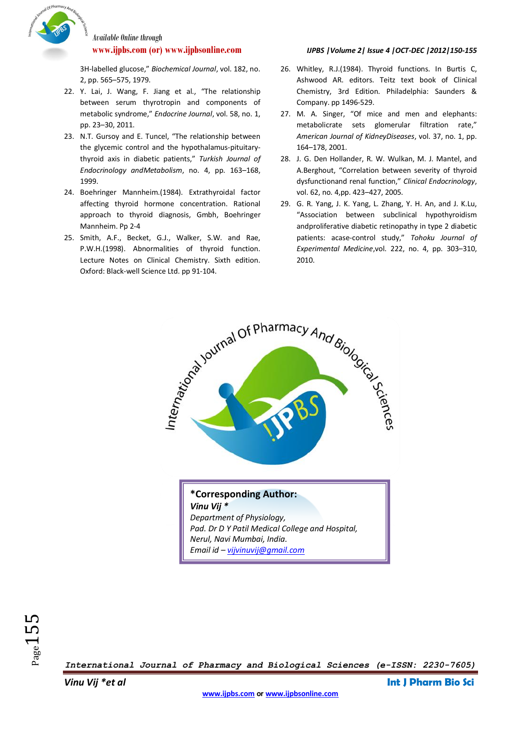3H-labelled glucose," *Biochemical Journal*, vol. 182, no. 2, pp. 565–575, 1979.

22. Y. Lai, J. Wang, F. Jiang et al., "The relationship between serum thyrotropin and components of metabolic syndrome," *Endocrine Journal*, vol. 58, no. 1, pp. 23–30, 2011.
23. N.T. Gursoy and E. Tuncel, "The relationship between the glycemic control and the hypothalamus-pituitary-thyroid axis in diabetic patients," *Turkish Journal of Endocrinology andMetabolism*, no. 4, pp. 163–168, 1999.
24. Boehringer Mannheim.(1984). Extrathyroidal factor affecting thyroid hormone concentration. Rational approach to thyroid diagnosis, Gmbh, Boehringer Mannheim. Pp 2-4
25. Smith, A.F., Becket, G.J., Walker, S.W. and Rae, P.W.H.(1998). Abnormalities of thyroid function. Lecture Notes on Clinical Chemistry. Sixth edition. Oxford: Black-well Science Ltd. pp 91-104.
26. Whitley, R.J.(1984). Thyroid functions. In Burtis C, Ashwood AR. editors. Teitz text book of Clinical Chemistry, 3rd Edition. Philadelphia: Saunders & Company. pp 1496-529.
27. M. A. Singer, "Of mice and men and elephants: metabolicrate sets glomerular filtration rate," *American Journal of KidneyDiseases*, vol. 37, no. 1, pp. 164–178, 2001.
28. J. G. Den Hollander, R. W. Wulkan, M. J. Mantel, and A.Berghout, "Correlation between severity of thyroid dysfunctionand renal function," *Clinical Endocrinology*, vol. 62, no. 4,pp. 423–427, 2005.
29. G. R. Yang, J. K. Yang, L. Zhang, Y. H. An, and J. K.Lu, "Association between subclinical hypothyroidism andproliferative diabetic retinopathy in type 2 diabetic patients: acase-control study," *Tohoku Journal of Experimental Medicine*,vol. 222, no. 4, pp. 303–310, 2010.

**\*Corresponding Author:**
***Vinu Vij \****
*Department of Physiology,*
*Pad. Dr D Y Patil Medical College and Hospital,*
*Nerul, Navi Mumbai, India.*
*Email id – vijvinuvij@gmail.com*